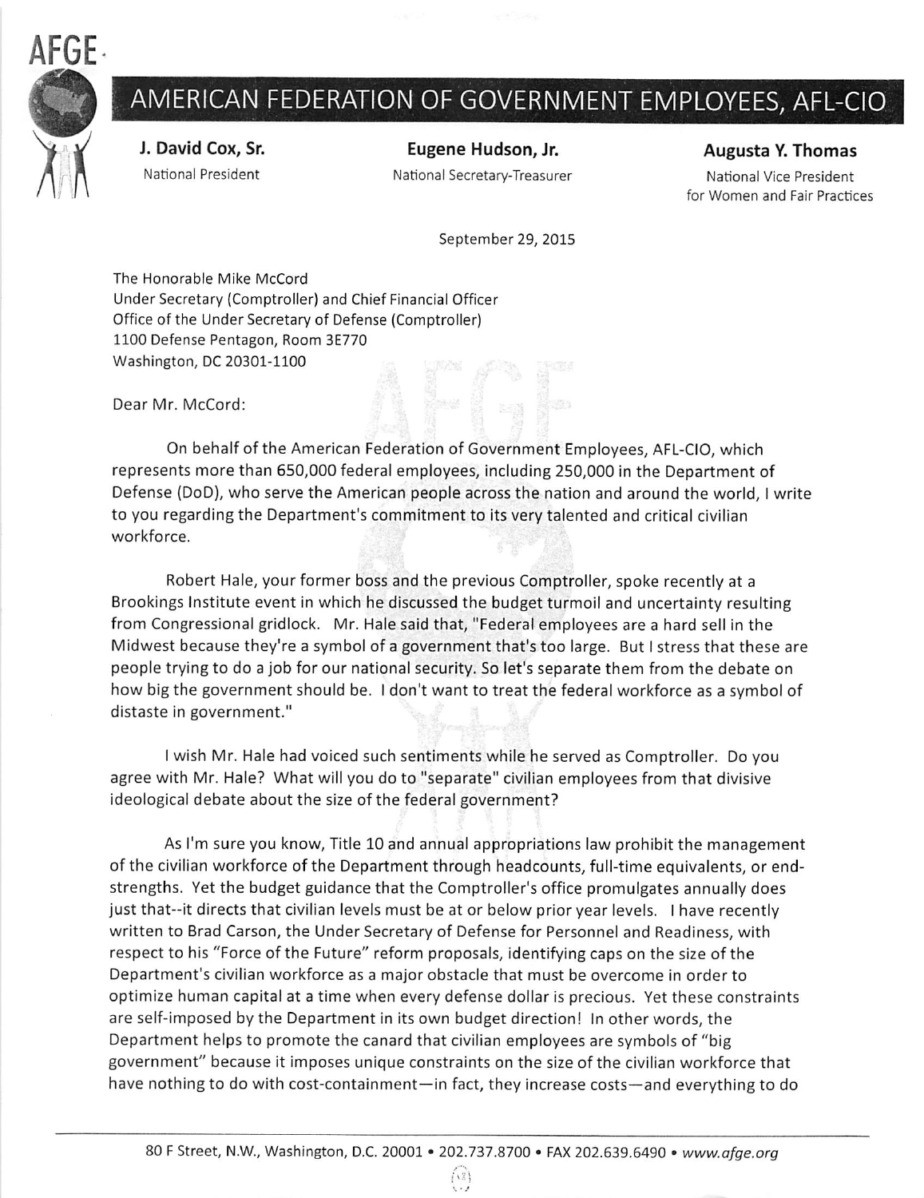# AMERICAN FEDERATION OF GOVERNMENT EMPLOYEES, AFL-CIO

**J. David Cox, Sr.**
National President

**Eugene Hudson, Jr.**
National Secretary-Treasurer

**Augusta Y. Thomas**
National Vice President for Women and Fair Practices

September 29, 2015

The Honorable Mike McCord
Under Secretary (Comptroller) and Chief Financial Officer
Office of the Under Secretary of Defense (Comptroller)
1100 Defense Pentagon, Room 3E770
Washington, DC 20301-1100

Dear Mr. McCord:

On behalf of the American Federation of Government Employees, AFL-CIO, which represents more than 650,000 federal employees, including 250,000 in the Department of Defense (DoD), who serve the American people across the nation and around the world, I write to you regarding the Department's commitment to its very talented and critical civilian workforce.

Robert Hale, your former boss and the previous Comptroller, spoke recently at a Brookings Institute event in which he discussed the budget turmoil and uncertainty resulting from Congressional gridlock. Mr. Hale said that, "Federal employees are a hard sell in the Midwest because they're a symbol of a government that's too large. But I stress that these are people trying to do a job for our national security. So let's separate them from the debate on how big the government should be. I don't want to treat the federal workforce as a symbol of distaste in government."

I wish Mr. Hale had voiced such sentiments while he served as Comptroller. Do you agree with Mr. Hale? What will you do to "separate" civilian employees from that divisive ideological debate about the size of the federal government?

As I'm sure you know, Title 10 and annual appropriations law prohibit the management of the civilian workforce of the Department through headcounts, full-time equivalents, or end-strengths. Yet the budget guidance that the Comptroller's office promulgates annually does just that--it directs that civilian levels must be at or below prior year levels. I have recently written to Brad Carson, the Under Secretary of Defense for Personnel and Readiness, with respect to his "Force of the Future" reform proposals, identifying caps on the size of the Department's civilian workforce as a major obstacle that must be overcome in order to optimize human capital at a time when every defense dollar is precious. Yet these constraints are self-imposed by the Department in its own budget direction! In other words, the Department helps to promote the canard that civilian employees are symbols of "big government" because it imposes unique constraints on the size of the civilian workforce that have nothing to do with cost-containment—in fact, they increase costs—and everything to do

80 F Street, N.W., Washington, D.C. 20001 • 202.737.8700 • FAX 202.639.6490 • *www.afge.org*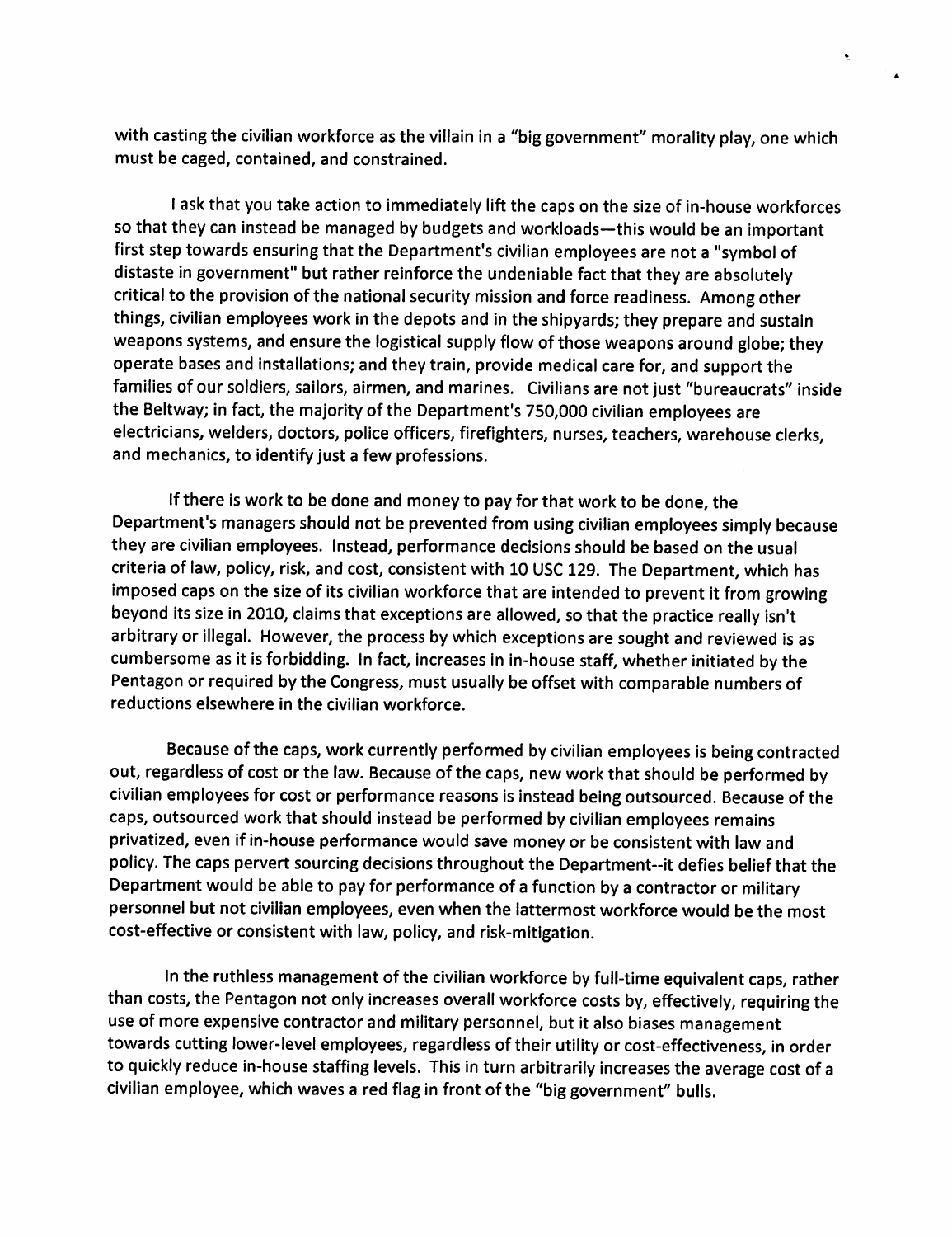with casting the civilian workforce as the villain in a "big government" morality play, one which must be caged, contained, and constrained.

I ask that you take action to immediately lift the caps on the size of in-house workforces so that they can instead be managed by budgets and workloads—this would be an important first step towards ensuring that the Department's civilian employees are not a "symbol of distaste in government" but rather reinforce the undeniable fact that they are absolutely critical to the provision of the national security mission and force readiness. Among other things, civilian employees work in the depots and in the shipyards; they prepare and sustain weapons systems, and ensure the logistical supply flow of those weapons around globe; they operate bases and installations; and they train, provide medical care for, and support the families of our soldiers, sailors, airmen, and marines. Civilians are not just "bureaucrats" inside the Beltway; in fact, the majority of the Department's 750,000 civilian employees are electricians, welders, doctors, police officers, firefighters, nurses, teachers, warehouse clerks, and mechanics, to identify just a few professions.

If there is work to be done and money to pay for that work to be done, the Department's managers should not be prevented from using civilian employees simply because they are civilian employees. Instead, performance decisions should be based on the usual criteria of law, policy, risk, and cost, consistent with 10 USC 129. The Department, which has imposed caps on the size of its civilian workforce that are intended to prevent it from growing beyond its size in 2010, claims that exceptions are allowed, so that the practice really isn't arbitrary or illegal. However, the process by which exceptions are sought and reviewed is as cumbersome as it is forbidding. In fact, increases in in-house staff, whether initiated by the Pentagon or required by the Congress, must usually be offset with comparable numbers of reductions elsewhere in the civilian workforce.

Because of the caps, work currently performed by civilian employees is being contracted out, regardless of cost or the law. Because of the caps, new work that should be performed by civilian employees for cost or performance reasons is instead being outsourced. Because of the caps, outsourced work that should instead be performed by civilian employees remains privatized, even if in-house performance would save money or be consistent with law and policy. The caps pervert sourcing decisions throughout the Department--it defies belief that the Department would be able to pay for performance of a function by a contractor or military personnel but not civilian employees, even when the lattermost workforce would be the most cost-effective or consistent with law, policy, and risk-mitigation.

In the ruthless management of the civilian workforce by full-time equivalent caps, rather than costs, the Pentagon not only increases overall workforce costs by, effectively, requiring the use of more expensive contractor and military personnel, but it also biases management towards cutting lower-level employees, regardless of their utility or cost-effectiveness, in order to quickly reduce in-house staffing levels. This in turn arbitrarily increases the average cost of a civilian employee, which waves a red flag in front of the "big government" bulls.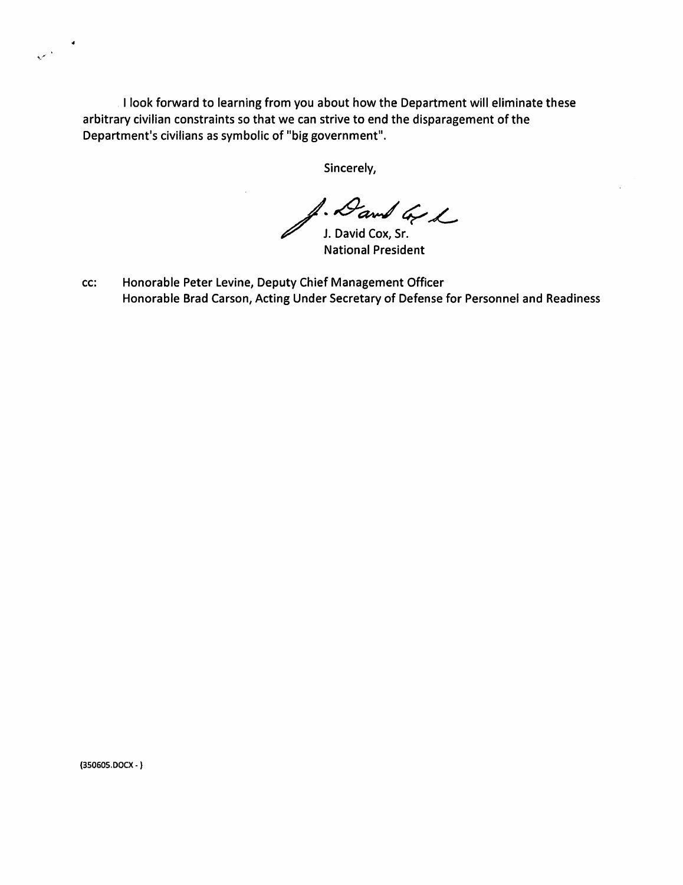I look forward to learning from you about how the Department will eliminate these arbitrary civilian constraints so that we can strive to end the disparagement of the Department's civilians as symbolic of "big government".

Sincerely,

J. David Cox, Sr.  
National President

cc: Honorable Peter Levine, Deputy Chief Management Officer  
Honorable Brad Carson, Acting Under Secretary of Defense for Personnel and Readiness

{350605.DOCX - }